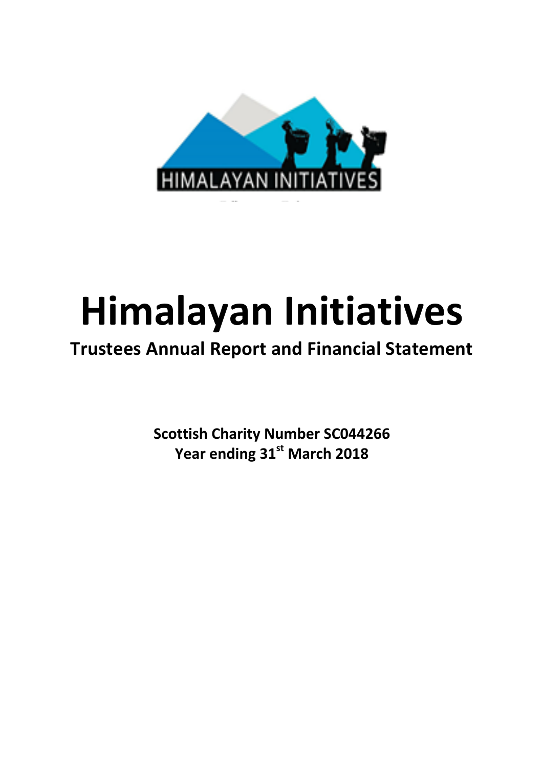# Himalayan Initiatives

## Trustees Annual Report and Financial Statement

**Scottish Charity Number SC044266**
**Year ending 31st March 2018**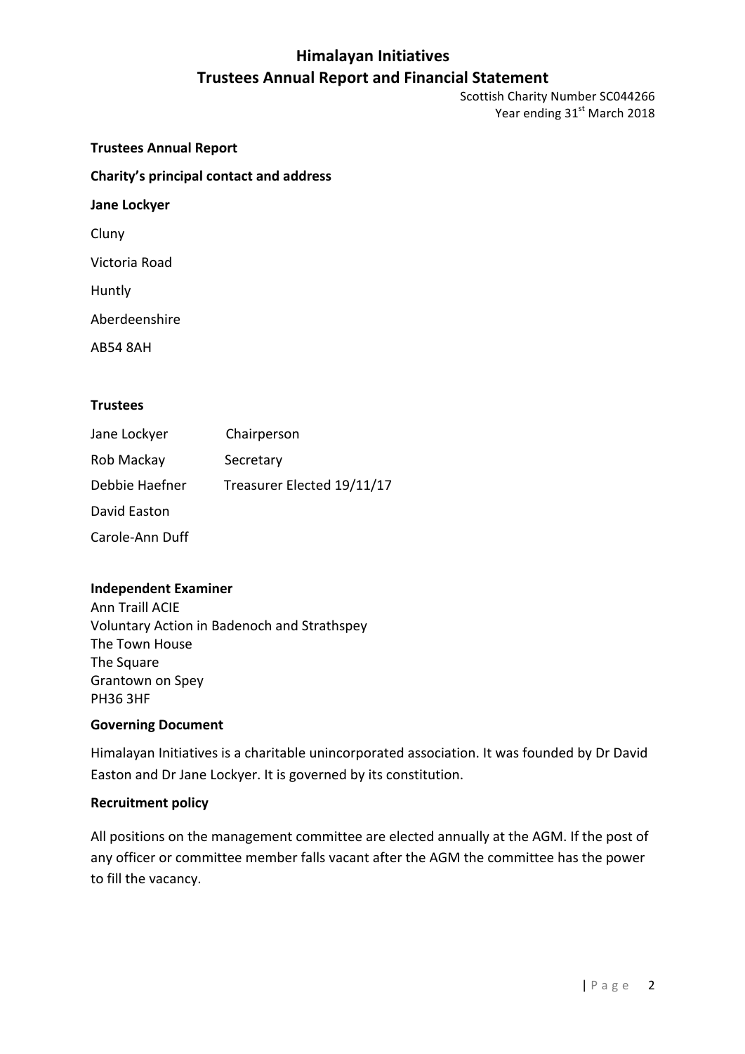# Himalayan Initiatives
# Trustees Annual Report and Financial Statement

Scottish Charity Number SC044266
Year ending 31st March 2018

**Trustees Annual Report**

**Charity's principal contact and address**

**Jane Lockyer**

Cluny

Victoria Road

Huntly

Aberdeenshire

AB54 8AH

**Trustees**

| | |
|---|---|
| Jane Lockyer | Chairperson |
| Rob Mackay | Secretary |
| Debbie Haefner | Treasurer Elected 19/11/17 |
| David Easton | |
| Carole-Ann Duff | |

**Independent Examiner**
Ann Traill ACIE
Voluntary Action in Badenoch and Strathspey
The Town House
The Square
Grantown on Spey
PH36 3HF

**Governing Document**

Himalayan Initiatives is a charitable unincorporated association. It was founded by Dr David Easton and Dr Jane Lockyer. It is governed by its constitution.

**Recruitment policy**

All positions on the management committee are elected annually at the AGM. If the post of any officer or committee member falls vacant after the AGM the committee has the power to fill the vacancy.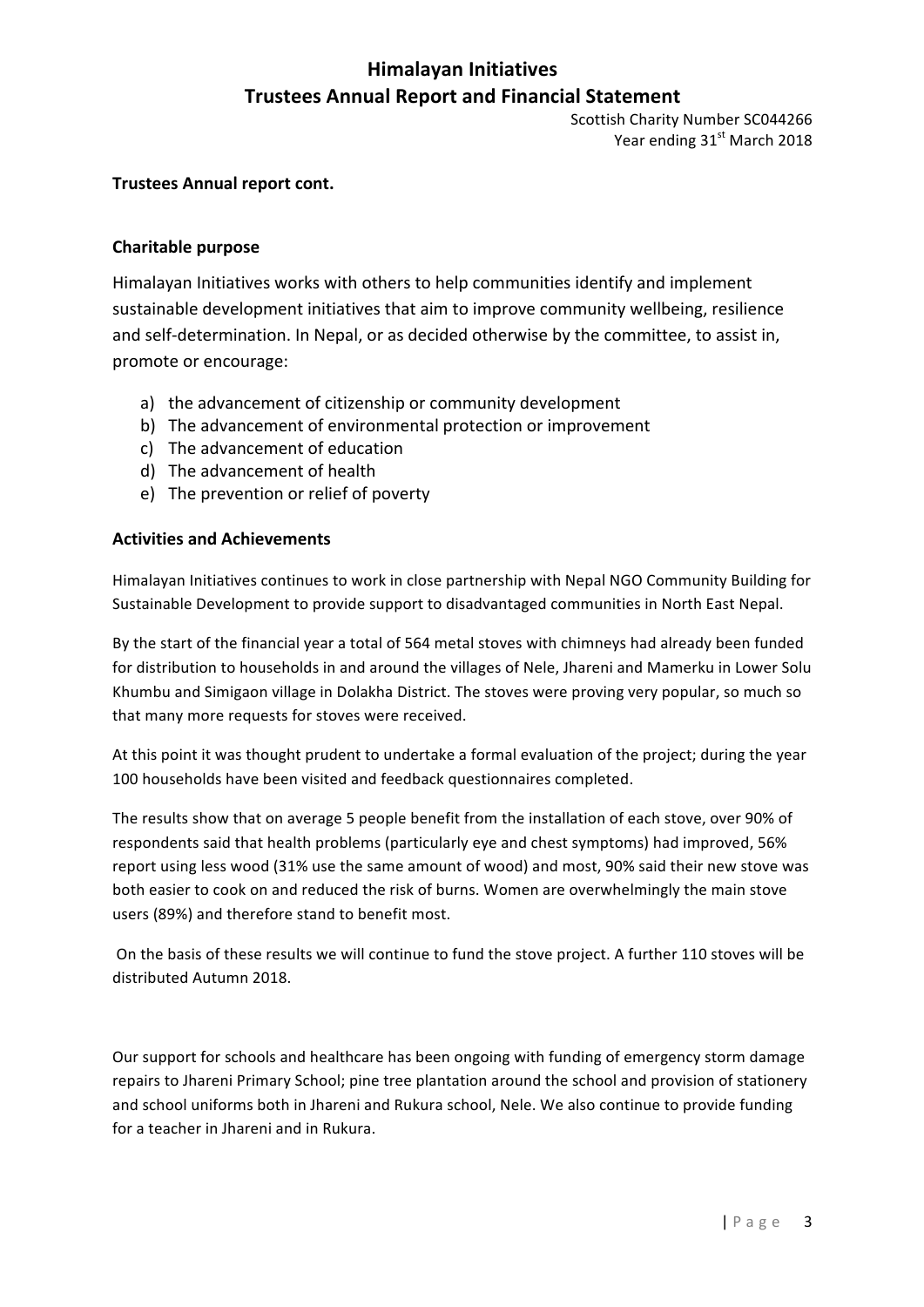**Trustees Annual report cont.**

**Charitable purpose**

Himalayan Initiatives works with others to help communities identify and implement sustainable development initiatives that aim to improve community wellbeing, resilience and self-determination. In Nepal, or as decided otherwise by the committee, to assist in, promote or encourage:

a) the advancement of citizenship or community development
b) The advancement of environmental protection or improvement
c) The advancement of education
d) The advancement of health
e) The prevention or relief of poverty

**Activities and Achievements**

Himalayan Initiatives continues to work in close partnership with Nepal NGO Community Building for Sustainable Development to provide support to disadvantaged communities in North East Nepal.

By the start of the financial year a total of 564 metal stoves with chimneys had already been funded for distribution to households in and around the villages of Nele, Jhareni and Mamerku in Lower Solu Khumbu and Simigaon village in Dolakha District. The stoves were proving very popular, so much so that many more requests for stoves were received.

At this point it was thought prudent to undertake a formal evaluation of the project; during the year 100 households have been visited and feedback questionnaires completed.

The results show that on average 5 people benefit from the installation of each stove, over 90% of respondents said that health problems (particularly eye and chest symptoms) had improved, 56% report using less wood (31% use the same amount of wood) and most, 90% said their new stove was both easier to cook on and reduced the risk of burns. Women are overwhelmingly the main stove users (89%) and therefore stand to benefit most.

On the basis of these results we will continue to fund the stove project. A further 110 stoves will be distributed Autumn 2018.

Our support for schools and healthcare has been ongoing with funding of emergency storm damage repairs to Jhareni Primary School; pine tree plantation around the school and provision of stationery and school uniforms both in Jhareni and Rukura school, Nele. We also continue to provide funding for a teacher in Jhareni and in Rukura.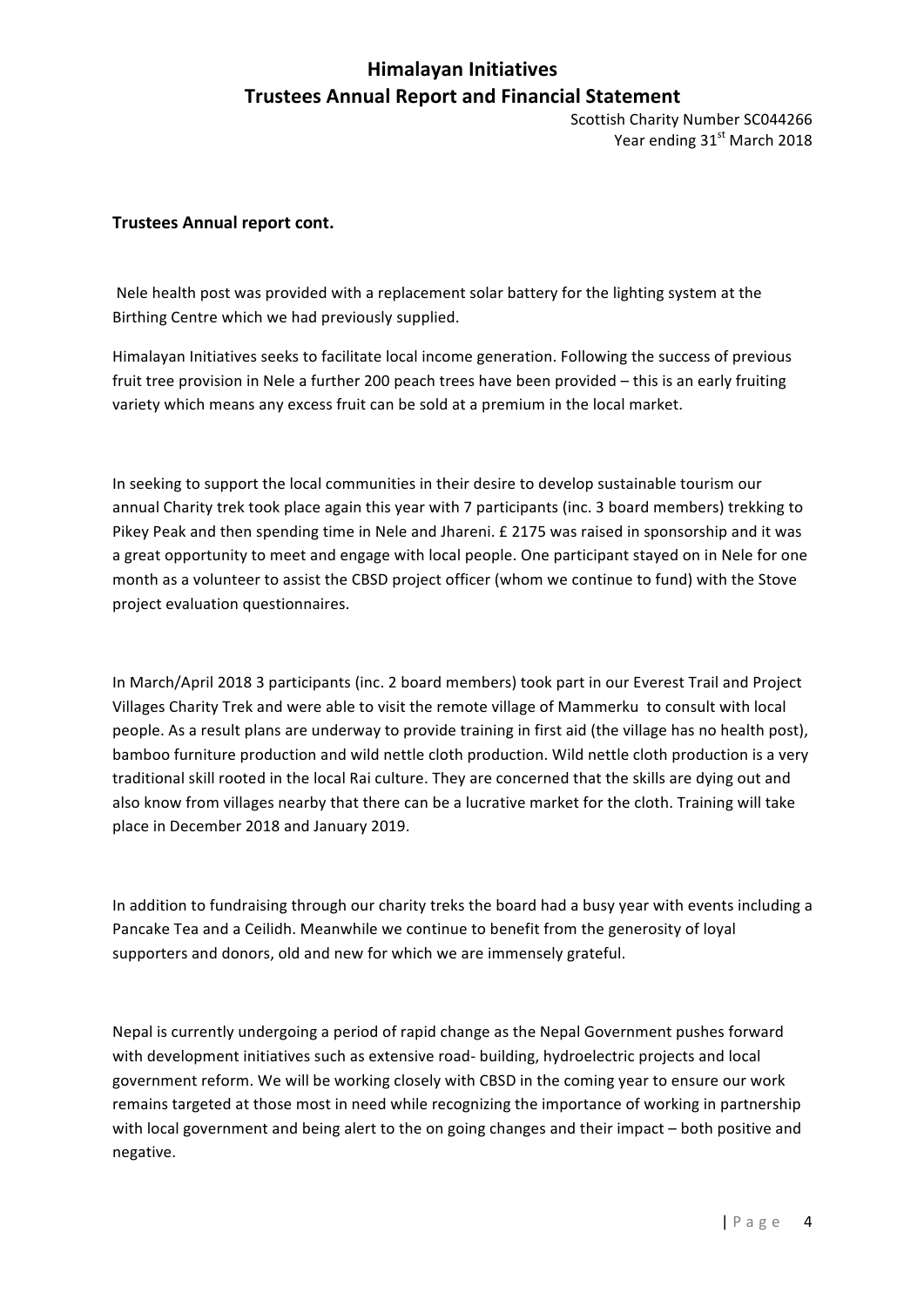**Trustees Annual report cont.**

Nele health post was provided with a replacement solar battery for the lighting system at the Birthing Centre which we had previously supplied.

Himalayan Initiatives seeks to facilitate local income generation. Following the success of previous fruit tree provision in Nele a further 200 peach trees have been provided – this is an early fruiting variety which means any excess fruit can be sold at a premium in the local market.

In seeking to support the local communities in their desire to develop sustainable tourism our annual Charity trek took place again this year with 7 participants (inc. 3 board members) trekking to Pikey Peak and then spending time in Nele and Jhareni. £ 2175 was raised in sponsorship and it was a great opportunity to meet and engage with local people. One participant stayed on in Nele for one month as a volunteer to assist the CBSD project officer (whom we continue to fund) with the Stove project evaluation questionnaires.

In March/April 2018 3 participants (inc. 2 board members) took part in our Everest Trail and Project Villages Charity Trek and were able to visit the remote village of Mammerku to consult with local people. As a result plans are underway to provide training in first aid (the village has no health post), bamboo furniture production and wild nettle cloth production. Wild nettle cloth production is a very traditional skill rooted in the local Rai culture. They are concerned that the skills are dying out and also know from villages nearby that there can be a lucrative market for the cloth. Training will take place in December 2018 and January 2019.

In addition to fundraising through our charity treks the board had a busy year with events including a Pancake Tea and a Ceilidh. Meanwhile we continue to benefit from the generosity of loyal supporters and donors, old and new for which we are immensely grateful.

Nepal is currently undergoing a period of rapid change as the Nepal Government pushes forward with development initiatives such as extensive road- building, hydroelectric projects and local government reform. We will be working closely with CBSD in the coming year to ensure our work remains targeted at those most in need while recognizing the importance of working in partnership with local government and being alert to the on going changes and their impact – both positive and negative.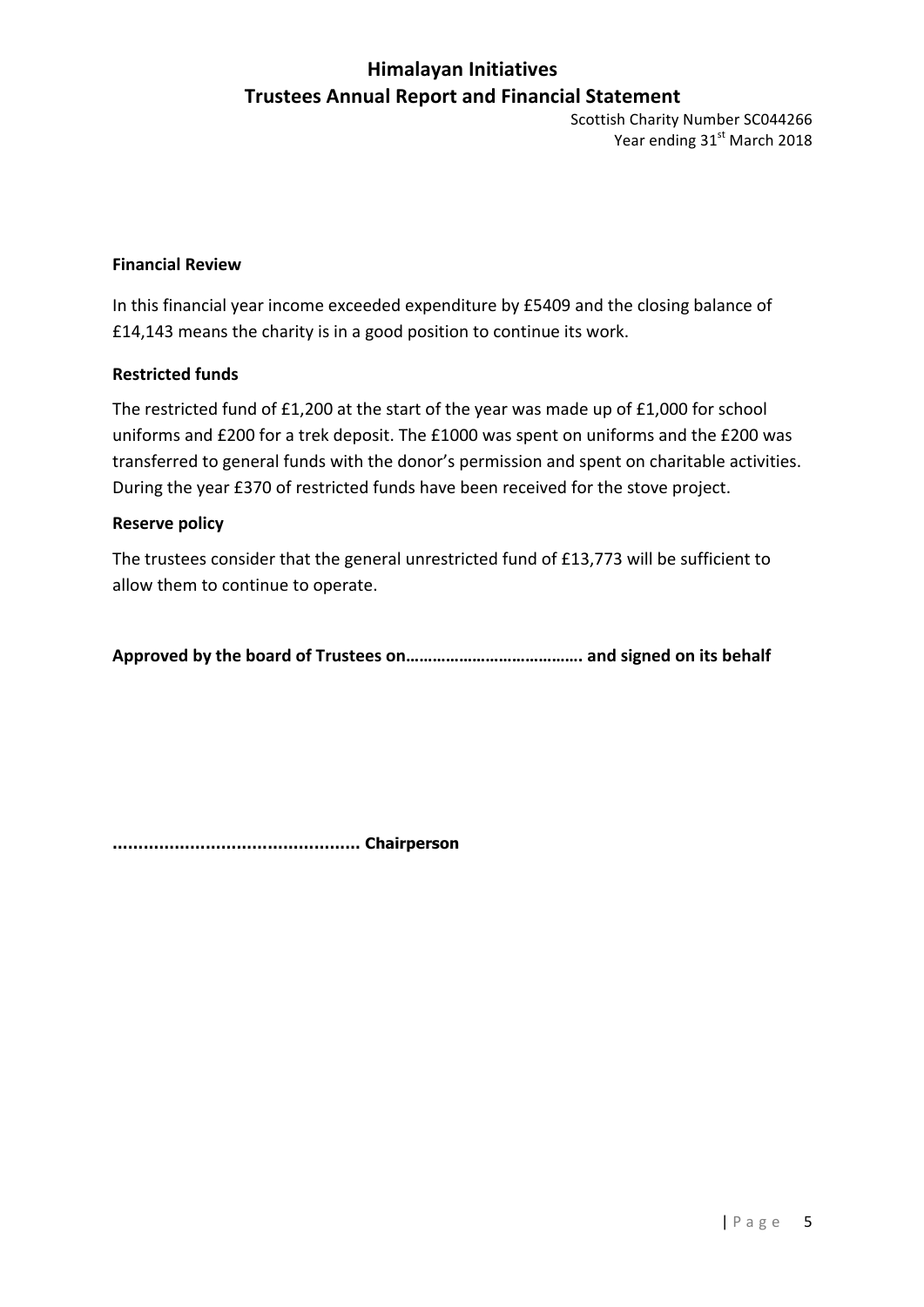**Financial Review**

In this financial year income exceeded expenditure by £5409 and the closing balance of £14,143 means the charity is in a good position to continue its work.

**Restricted funds**

The restricted fund of £1,200 at the start of the year was made up of £1,000 for school uniforms and £200 for a trek deposit. The £1000 was spent on uniforms and the £200 was transferred to general funds with the donor's permission and spent on charitable activities. During the year £370 of restricted funds have been received for the stove project.

**Reserve policy**

The trustees consider that the general unrestricted fund of £13,773 will be sufficient to allow them to continue to operate.

**Approved by the board of Trustees on…………………………………. and signed on its behalf**

**............................................... Chairperson**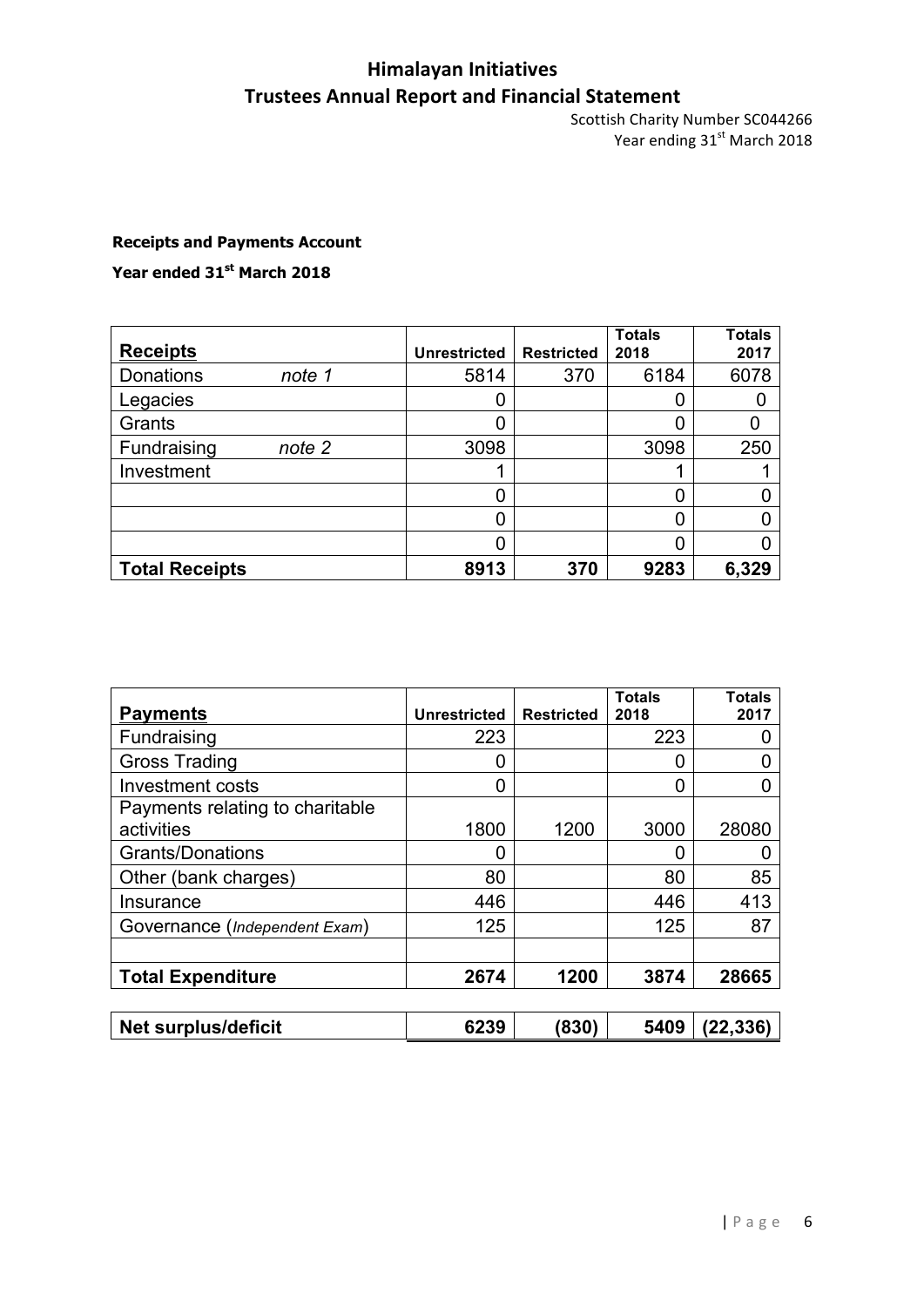# Himalayan Initiatives
## Trustees Annual Report and Financial Statement

Scottish Charity Number SC044266
Year ending 31st March 2018

**Receipts and Payments Account**

**Year ended 31st March 2018**

| **Receipts** | | **Unrestricted** | **Restricted** | **Totals 2018** | **Totals 2017** |
|---|---|---|---|---|---|
| Donations | *note 1* | 5814 | 370 | 6184 | 6078 |
| Legacies | | 0 | | 0 | 0 |
| Grants | | 0 | | 0 | 0 |
| Fundraising | *note 2* | 3098 | | 3098 | 250 |
| Investment | | 1 | | 1 | 1 |
| | | 0 | | 0 | 0 |
| | | 0 | | 0 | 0 |
| | | 0 | | 0 | 0 |
| **Total Receipts** | | **8913** | **370** | **9283** | **6,329** |

| **Payments** | **Unrestricted** | **Restricted** | **Totals 2018** | **Totals 2017** |
|---|---|---|---|---|
| Fundraising | 223 | | 223 | 0 |
| Gross Trading | 0 | | 0 | 0 |
| Investment costs | 0 | | 0 | 0 |
| Payments relating to charitable activities | 1800 | 1200 | 3000 | 28080 |
| Grants/Donations | 0 | | 0 | 0 |
| Other (bank charges) | 80 | | 80 | 85 |
| Insurance | 446 | | 446 | 413 |
| Governance (*Independent Exam*) | 125 | | 125 | 87 |
| | | | | |
| **Total Expenditure** | **2674** | **1200** | **3874** | **28665** |
| | | | | |
| **Net surplus/deficit** | **6239** | **(830)** | **5409** | **(22,336)** |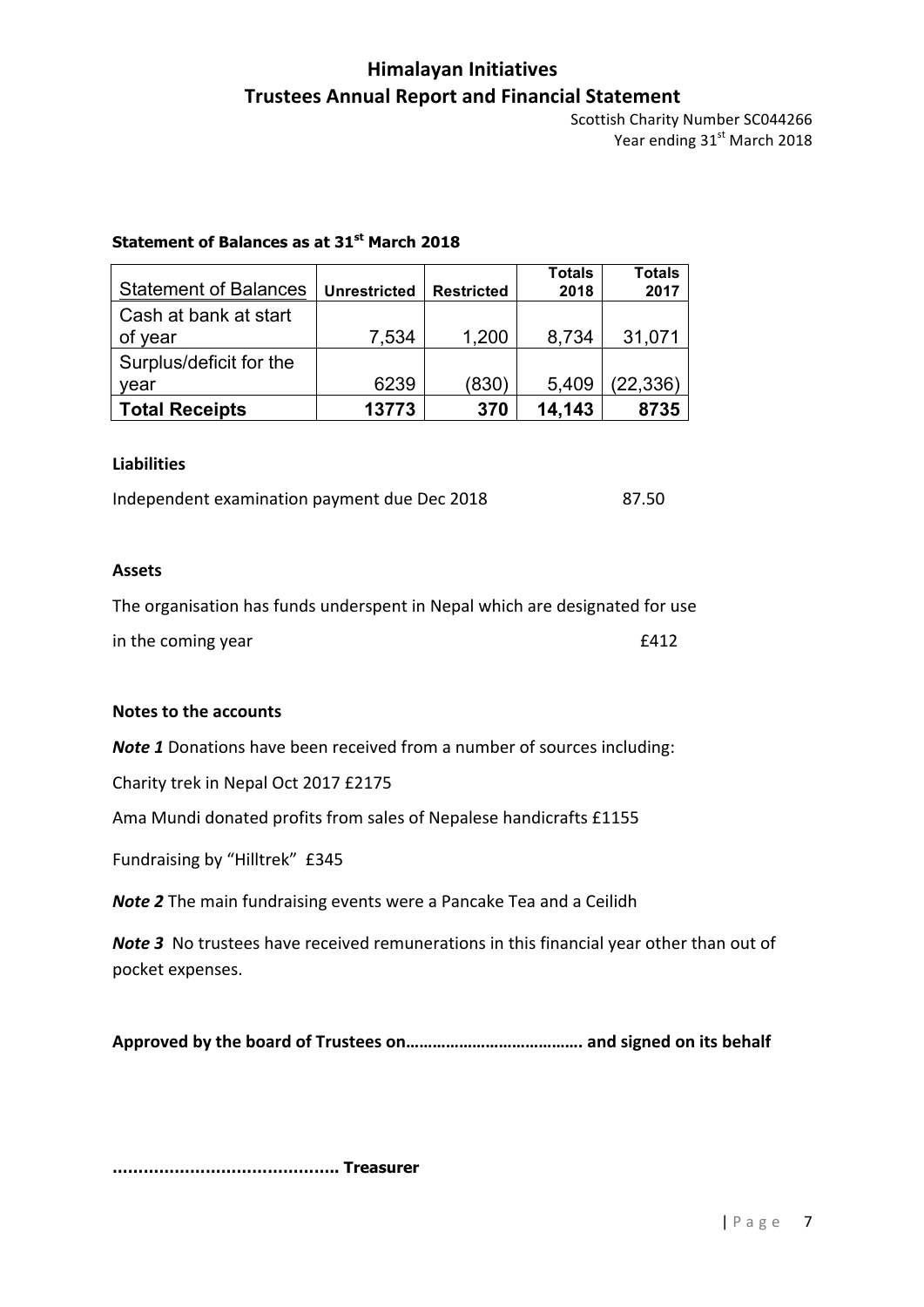# Himalayan Initiatives
## Trustees Annual Report and Financial Statement

Scottish Charity Number SC044266
Year ending 31st March 2018

**Statement of Balances as at 31st March 2018**

| Statement of Balances | Unrestricted | Restricted | Totals 2018 | Totals 2017 |
|---|---|---|---|---|
| Cash at bank at start of year | 7,534 | 1,200 | 8,734 | 31,071 |
| Surplus/deficit for the year | 6239 | (830) | 5,409 | (22,336) |
| **Total Receipts** | **13773** | **370** | **14,143** | **8735** |

**Liabilities**

Independent examination payment due Dec 2018 87.50

**Assets**

The organisation has funds underspent in Nepal which are designated for use in the coming year £412

**Notes to the accounts**

***Note 1*** Donations have been received from a number of sources including:

Charity trek in Nepal Oct 2017 £2175

Ama Mundi donated profits from sales of Nepalese handicrafts £1155

Fundraising by "Hilltrek" £345

***Note 2*** The main fundraising events were a Pancake Tea and a Ceilidh

***Note 3*** No trustees have received remunerations in this financial year other than out of pocket expenses.

**Approved by the board of Trustees on………………………………. and signed on its behalf**

**……………………………………. Treasurer**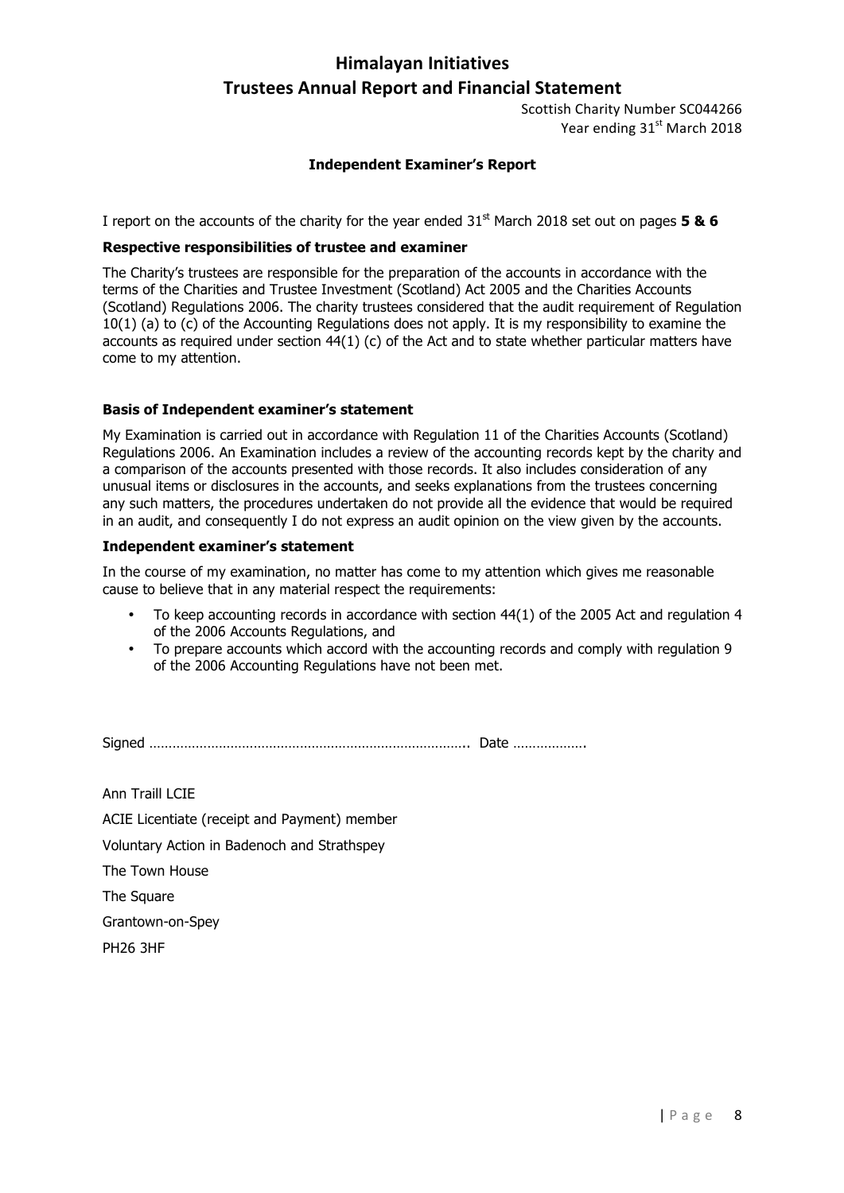# Himalayan Initiatives
# Trustees Annual Report and Financial Statement

Scottish Charity Number SC044266
Year ending 31st March 2018

### Independent Examiner's Report

I report on the accounts of the charity for the year ended 31st March 2018 set out on pages **5 & 6**

**Respective responsibilities of trustee and examiner**

The Charity's trustees are responsible for the preparation of the accounts in accordance with the terms of the Charities and Trustee Investment (Scotland) Act 2005 and the Charities Accounts (Scotland) Regulations 2006. The charity trustees considered that the audit requirement of Regulation 10(1) (a) to (c) of the Accounting Regulations does not apply. It is my responsibility to examine the accounts as required under section 44(1) (c) of the Act and to state whether particular matters have come to my attention.

**Basis of Independent examiner's statement**

My Examination is carried out in accordance with Regulation 11 of the Charities Accounts (Scotland) Regulations 2006. An Examination includes a review of the accounting records kept by the charity and a comparison of the accounts presented with those records. It also includes consideration of any unusual items or disclosures in the accounts, and seeks explanations from the trustees concerning any such matters, the procedures undertaken do not provide all the evidence that would be required in an audit, and consequently I do not express an audit opinion on the view given by the accounts.

**Independent examiner's statement**

In the course of my examination, no matter has come to my attention which gives me reasonable cause to believe that in any material respect the requirements:

- To keep accounting records in accordance with section 44(1) of the 2005 Act and regulation 4 of the 2006 Accounts Regulations, and
- To prepare accounts which accord with the accounting records and comply with regulation 9 of the 2006 Accounting Regulations have not been met.

Signed ………………………………………………………………………. Date ……………….

Ann Traill LCIE

ACIE Licentiate (receipt and Payment) member

Voluntary Action in Badenoch and Strathspey

The Town House

The Square

Grantown-on-Spey

PH26 3HF